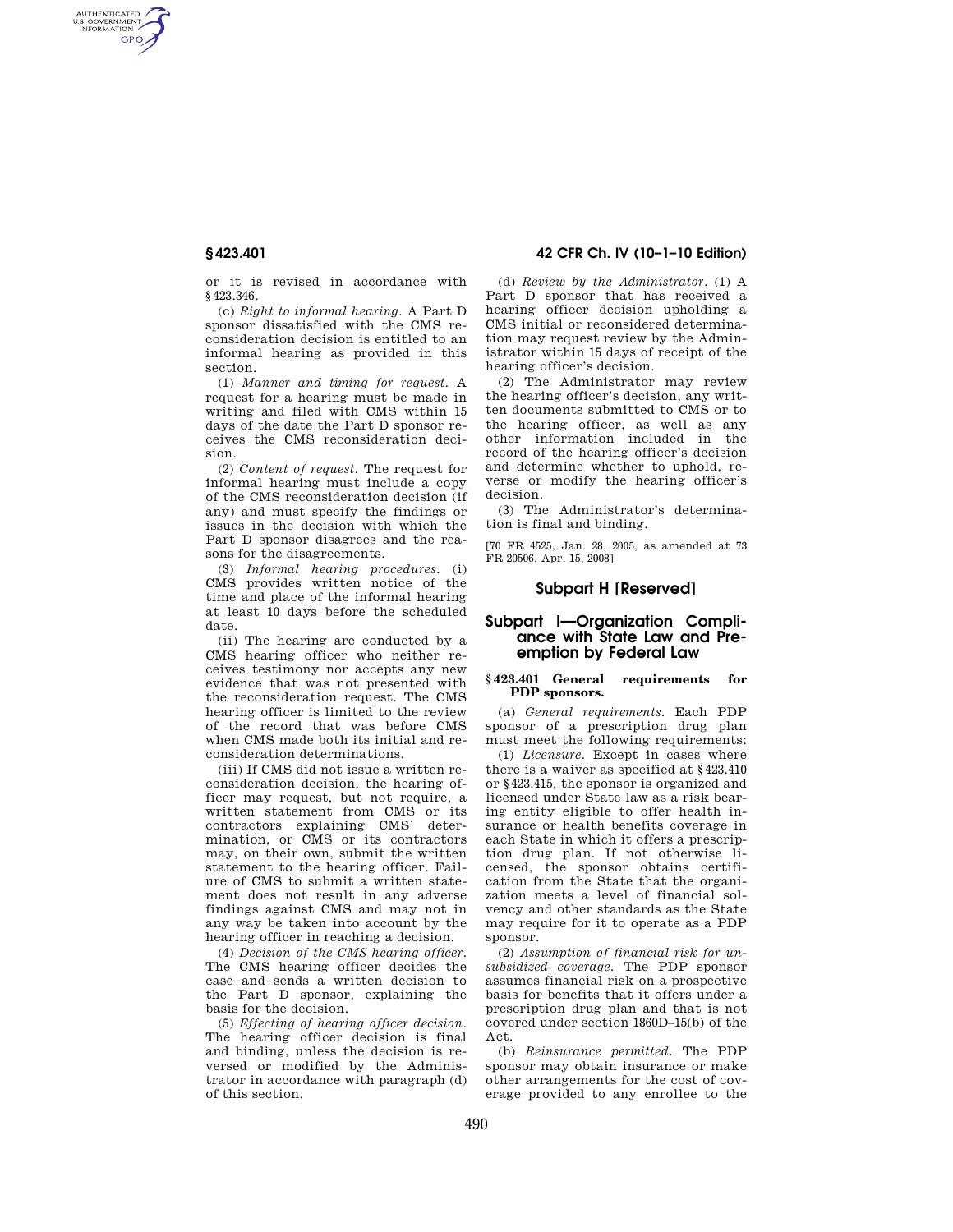or it is revised in accordance with §423.346.

(c) *Right to informal hearing.* A Part D sponsor dissatisfied with the CMS reconsideration decision is entitled to an informal hearing as provided in this section.

(1) *Manner and timing for request.* A request for a hearing must be made in writing and filed with CMS within 15 days of the date the Part D sponsor receives the CMS reconsideration decision.

(2) *Content of request.* The request for informal hearing must include a copy of the CMS reconsideration decision (if any) and must specify the findings or issues in the decision with which the Part D sponsor disagrees and the reasons for the disagreements.

(3) *Informal hearing procedures.* (i) CMS provides written notice of the time and place of the informal hearing at least 10 days before the scheduled date.

(ii) The hearing are conducted by a CMS hearing officer who neither receives testimony nor accepts any new evidence that was not presented with the reconsideration request. The CMS hearing officer is limited to the review of the record that was before CMS when CMS made both its initial and reconsideration determinations.

(iii) If CMS did not issue a written reconsideration decision, the hearing officer may request, but not require, a written statement from CMS or its contractors explaining CMS' determination, or CMS or its contractors may, on their own, submit the written statement to the hearing officer. Failure of CMS to submit a written statement does not result in any adverse findings against CMS and may not in any way be taken into account by the hearing officer in reaching a decision.

(4) *Decision of the CMS hearing officer.* The CMS hearing officer decides the case and sends a written decision to the Part D sponsor, explaining the basis for the decision.

(5) *Effecting of hearing officer decision.* The hearing officer decision is final and binding, unless the decision is reversed or modified by the Administrator in accordance with paragraph (d) of this section.

(d) *Review by the Administrator.* (1) A Part D sponsor that has received a hearing officer decision upholding a CMS initial or reconsidered determination may request review by the Administrator within 15 days of receipt of the hearing officer's decision.

(2) The Administrator may review the hearing officer's decision, any written documents submitted to CMS or to the hearing officer, as well as any other information included in the record of the hearing officer's decision and determine whether to uphold, reverse or modify the hearing officer's decision.

(3) The Administrator's determination is final and binding.

[70 FR 4525, Jan. 28, 2005, as amended at 73 FR 20506, Apr. 15, 2008]

## Subpart H [Reserved]

## Subpart I—Organization Compliance with State Law and Preemption by Federal Law

### §423.401 General requirements for PDP sponsors.

(a) *General requirements.* Each PDP sponsor of a prescription drug plan must meet the following requirements:

(1) *Licensure.* Except in cases where there is a waiver as specified at §423.410 or §423.415, the sponsor is organized and licensed under State law as a risk bearing entity eligible to offer health insurance or health benefits coverage in each State in which it offers a prescription drug plan. If not otherwise licensed, the sponsor obtains certification from the State that the organization meets a level of financial solvency and other standards as the State may require for it to operate as a PDP sponsor.

(2) *Assumption of financial risk for unsubsidized coverage.* The PDP sponsor assumes financial risk on a prospective basis for benefits that it offers under a prescription drug plan and that is not covered under section 1860D–15(b) of the Act.

(b) *Reinsurance permitted.* The PDP sponsor may obtain insurance or make other arrangements for the cost of coverage provided to any enrollee to the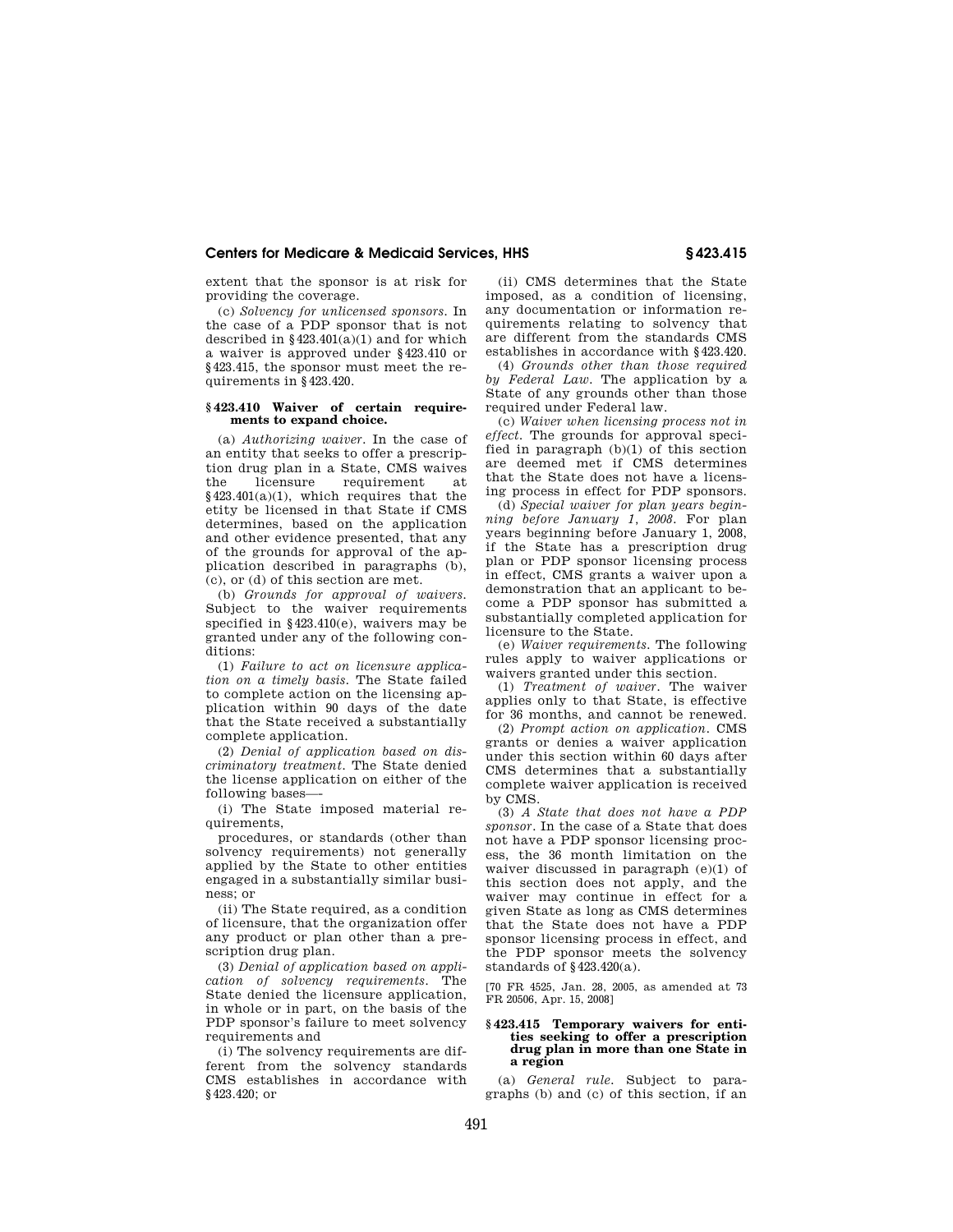extent that the sponsor is at risk for providing the coverage.

(c) *Solvency for unlicensed sponsors.* In the case of a PDP sponsor that is not described in §423.401(a)(1) and for which a waiver is approved under §423.410 or §423.415, the sponsor must meet the requirements in §423.420.

### §423.410 Waiver of certain requirements to expand choice.

(a) *Authorizing waiver.* In the case of an entity that seeks to offer a prescription drug plan in a State, CMS waives the licensure requirement at §423.401(a)(1), which requires that the etity be licensed in that State if CMS determines, based on the application and other evidence presented, that any of the grounds for approval of the application described in paragraphs (b), (c), or (d) of this section are met.

(b) *Grounds for approval of waivers.* Subject to the waiver requirements specified in §423.410(e), waivers may be granted under any of the following conditions:

(1) *Failure to act on licensure application on a timely basis.* The State failed to complete action on the licensing application within 90 days of the date that the State received a substantially complete application.

(2) *Denial of application based on discriminatory treatment.* The State denied the license application on either of the following bases—-

(i) The State imposed material requirements,

procedures, or standards (other than solvency requirements) not generally applied by the State to other entities engaged in a substantially similar business; or

(ii) The State required, as a condition of licensure, that the organization offer any product or plan other than a prescription drug plan.

(3) *Denial of application based on application of solvency requirements.* The State denied the licensure application, in whole or in part, on the basis of the PDP sponsor's failure to meet solvency requirements and

(i) The solvency requirements are different from the solvency standards CMS establishes in accordance with §423.420; or

(ii) CMS determines that the State imposed, as a condition of licensing, any documentation or information requirements relating to solvency that are different from the standards CMS establishes in accordance with §423.420.

(4) *Grounds other than those required by Federal Law.* The application by a State of any grounds other than those required under Federal law.

(c) *Waiver when licensing process not in effect.* The grounds for approval specified in paragraph (b)(1) of this section are deemed met if CMS determines that the State does not have a licensing process in effect for PDP sponsors.

(d) *Special waiver for plan years beginning before January 1, 2008.* For plan years beginning before January 1, 2008, if the State has a prescription drug plan or PDP sponsor licensing process in effect, CMS grants a waiver upon a demonstration that an applicant to become a PDP sponsor has submitted a substantially completed application for licensure to the State.

(e) *Waiver requirements.* The following rules apply to waiver applications or waivers granted under this section.

(1) *Treatment of waiver.* The waiver applies only to that State, is effective for 36 months, and cannot be renewed.

(2) *Prompt action on application.* CMS grants or denies a waiver application under this section within 60 days after CMS determines that a substantially complete waiver application is received by CMS.

(3) *A State that does not have a PDP sponsor.* In the case of a State that does not have a PDP sponsor licensing process, the 36 month limitation on the waiver discussed in paragraph (e)(1) of this section does not apply, and the waiver may continue in effect for a given State as long as CMS determines that the State does not have a PDP sponsor licensing process in effect, and the PDP sponsor meets the solvency standards of §423.420(a).

[70 FR 4525, Jan. 28, 2005, as amended at 73 FR 20506, Apr. 15, 2008]

### §423.415 Temporary waivers for entities seeking to offer a prescription drug plan in more than one State in a region

(a) *General rule.* Subject to paragraphs (b) and (c) of this section, if an